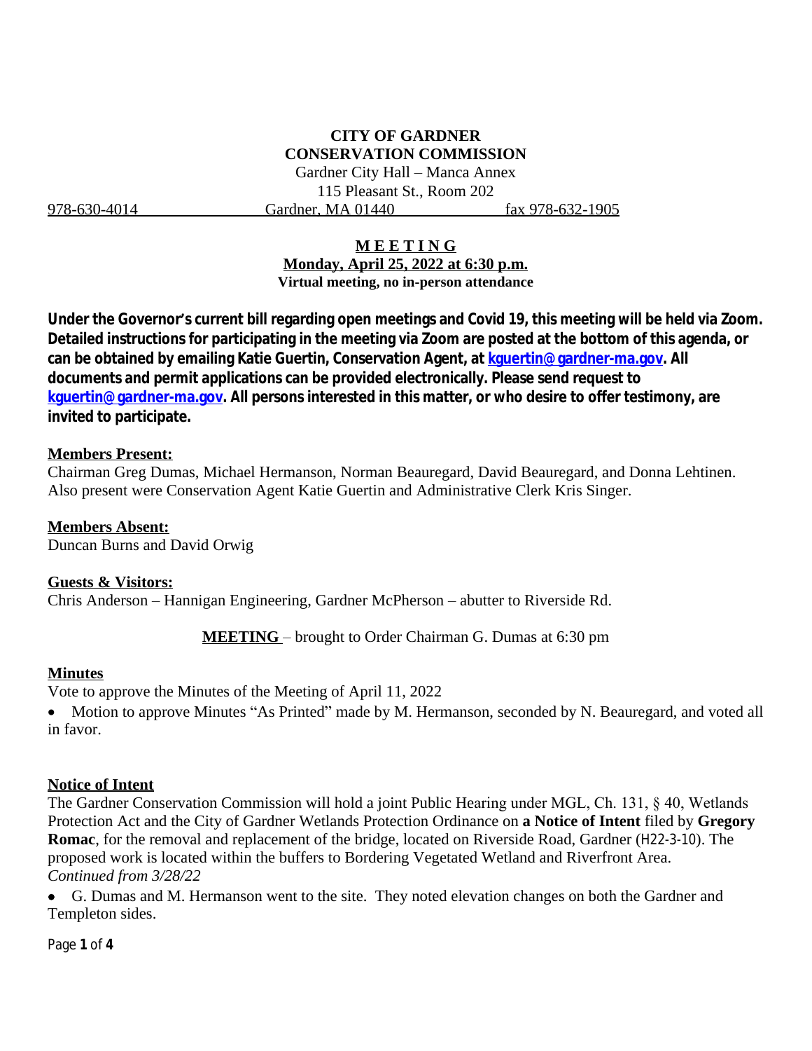# CITY OF GARDNER
# CONSERVATION COMMISSION

Gardner City Hall – Manca Annex
115 Pleasant St., Room 202
978-630-4014 Gardner, MA 01440 fax 978-632-1905

## MEETING

**Monday, April 25, 2022 at 6:30 p.m.**
**Virtual meeting, no in-person attendance**

**Under the Governor's current bill regarding open meetings and Covid 19, this meeting will be held via Zoom. Detailed instructions for participating in the meeting via Zoom are posted at the bottom of this agenda, or can be obtained by emailing Katie Guertin, Conservation Agent, at [kguertin@gardner-ma.gov](mailto:kguertin@gardner-ma.gov). All documents and permit applications can be provided electronically. Please send request to [kguertin@gardner-ma.gov](mailto:kguertin@gardner-ma.gov). All persons interested in this matter, or who desire to offer testimony, are invited to participate.**

**Members Present:**
Chairman Greg Dumas, Michael Hermanson, Norman Beauregard, David Beauregard, and Donna Lehtinen. Also present were Conservation Agent Katie Guertin and Administrative Clerk Kris Singer.

**Members Absent:**
Duncan Burns and David Orwig

**Guests & Visitors:**
Chris Anderson – Hannigan Engineering, Gardner McPherson – abutter to Riverside Rd.

**MEETING** – brought to Order Chairman G. Dumas at 6:30 pm

**Minutes**
Vote to approve the Minutes of the Meeting of April 11, 2022

- Motion to approve Minutes "As Printed" made by M. Hermanson, seconded by N. Beauregard, and voted all in favor.

**Notice of Intent**
The Gardner Conservation Commission will hold a joint Public Hearing under MGL, Ch. 131, § 40, Wetlands Protection Act and the City of Gardner Wetlands Protection Ordinance on **a Notice of Intent** filed by **Gregory Romac**, for the removal and replacement of the bridge, located on Riverside Road, Gardner (H22-3-10). The proposed work is located within the buffers to Bordering Vegetated Wetland and Riverfront Area.
*Continued from 3/28/22*

- G. Dumas and M. Hermanson went to the site. They noted elevation changes on both the Gardner and Templeton sides.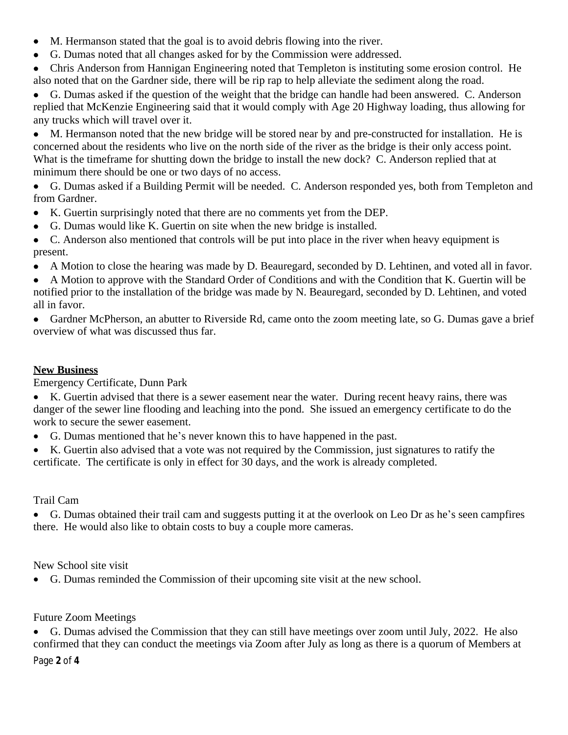- M. Hermanson stated that the goal is to avoid debris flowing into the river.
- G. Dumas noted that all changes asked for by the Commission were addressed.
- Chris Anderson from Hannigan Engineering noted that Templeton is instituting some erosion control. He also noted that on the Gardner side, there will be rip rap to help alleviate the sediment along the road.
- G. Dumas asked if the question of the weight that the bridge can handle had been answered. C. Anderson replied that McKenzie Engineering said that it would comply with Age 20 Highway loading, thus allowing for any trucks which will travel over it.
- M. Hermanson noted that the new bridge will be stored near by and pre-constructed for installation. He is concerned about the residents who live on the north side of the river as the bridge is their only access point. What is the timeframe for shutting down the bridge to install the new dock? C. Anderson replied that at minimum there should be one or two days of no access.
- G. Dumas asked if a Building Permit will be needed. C. Anderson responded yes, both from Templeton and from Gardner.
- K. Guertin surprisingly noted that there are no comments yet from the DEP.
- G. Dumas would like K. Guertin on site when the new bridge is installed.
- C. Anderson also mentioned that controls will be put into place in the river when heavy equipment is present.
- A Motion to close the hearing was made by D. Beauregard, seconded by D. Lehtinen, and voted all in favor.
- A Motion to approve with the Standard Order of Conditions and with the Condition that K. Guertin will be notified prior to the installation of the bridge was made by N. Beauregard, seconded by D. Lehtinen, and voted all in favor.
- Gardner McPherson, an abutter to Riverside Rd, came onto the zoom meeting late, so G. Dumas gave a brief overview of what was discussed thus far.

**<u>New Business</u>**

Emergency Certificate, Dunn Park

- K. Guertin advised that there is a sewer easement near the water. During recent heavy rains, there was danger of the sewer line flooding and leaching into the pond. She issued an emergency certificate to do the work to secure the sewer easement.
- G. Dumas mentioned that he's never known this to have happened in the past.
- K. Guertin also advised that a vote was not required by the Commission, just signatures to ratify the certificate. The certificate is only in effect for 30 days, and the work is already completed.

Trail Cam

- G. Dumas obtained their trail cam and suggests putting it at the overlook on Leo Dr as he's seen campfires there. He would also like to obtain costs to buy a couple more cameras.

New School site visit

- G. Dumas reminded the Commission of their upcoming site visit at the new school.

Future Zoom Meetings

- G. Dumas advised the Commission that they can still have meetings over zoom until July, 2022. He also confirmed that they can conduct the meetings via Zoom after July as long as there is a quorum of Members at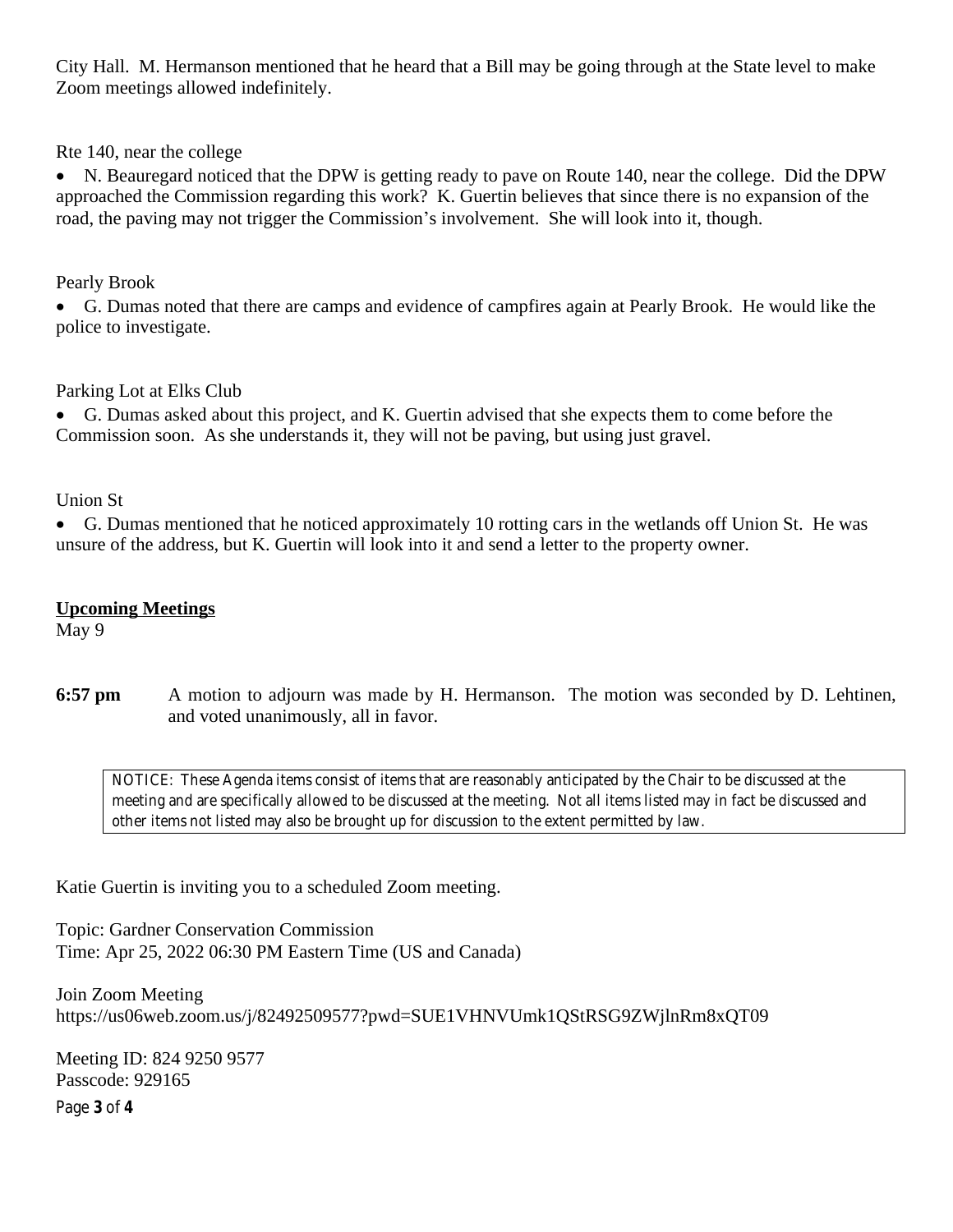City Hall. M. Hermanson mentioned that he heard that a Bill may be going through at the State level to make Zoom meetings allowed indefinitely.

Rte 140, near the college

- N. Beauregard noticed that the DPW is getting ready to pave on Route 140, near the college. Did the DPW approached the Commission regarding this work? K. Guertin believes that since there is no expansion of the road, the paving may not trigger the Commission's involvement. She will look into it, though.

Pearly Brook

- G. Dumas noted that there are camps and evidence of campfires again at Pearly Brook. He would like the police to investigate.

Parking Lot at Elks Club

- G. Dumas asked about this project, and K. Guertin advised that she expects them to come before the Commission soon. As she understands it, they will not be paving, but using just gravel.

Union St

- G. Dumas mentioned that he noticed approximately 10 rotting cars in the wetlands off Union St. He was unsure of the address, but K. Guertin will look into it and send a letter to the property owner.

**Upcoming Meetings**

May 9

**6:57 pm** A motion to adjourn was made by H. Hermanson. The motion was seconded by D. Lehtinen, and voted unanimously, all in favor.

> NOTICE: These Agenda items consist of items that are reasonably anticipated by the Chair to be discussed at the meeting and are specifically allowed to be discussed at the meeting. Not all items listed may in fact be discussed and other items not listed may also be brought up for discussion to the extent permitted by law.

Katie Guertin is inviting you to a scheduled Zoom meeting.

Topic: Gardner Conservation Commission
Time: Apr 25, 2022 06:30 PM Eastern Time (US and Canada)

Join Zoom Meeting
https://us06web.zoom.us/j/82492509577?pwd=SUE1VHNVUmk1QStRSG9ZWjlnRm8xQT09

Meeting ID: 824 9250 9577
Passcode: 929165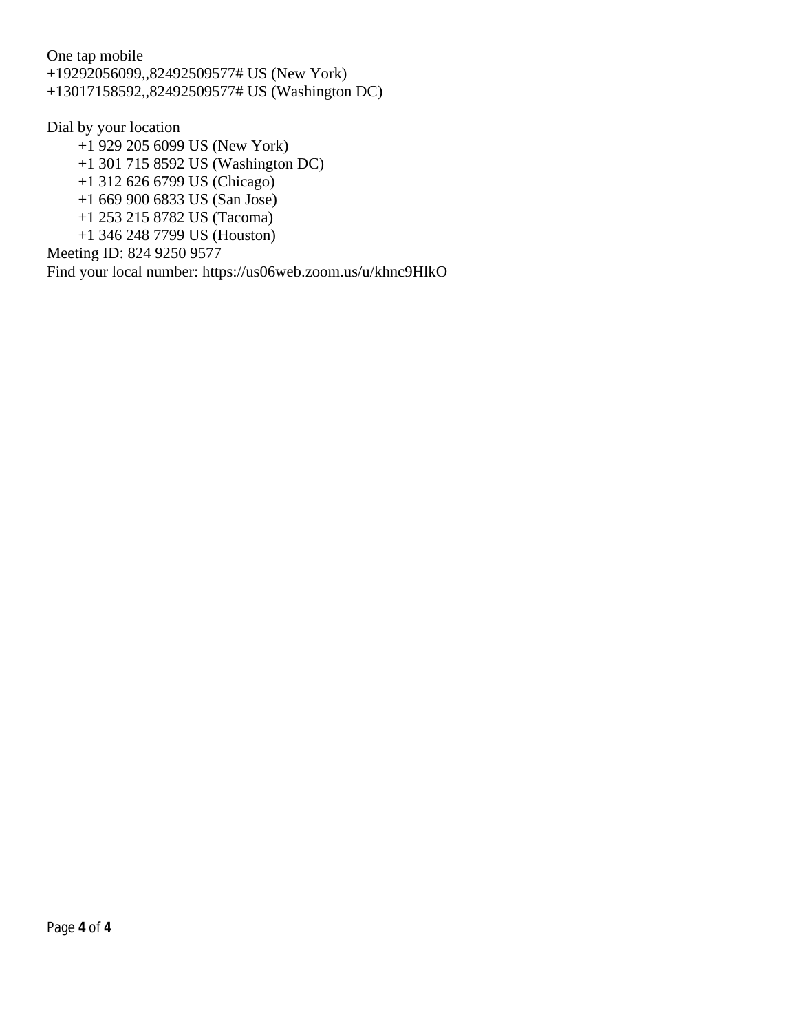One tap mobile
+19292056099,,82492509577# US (New York)
+13017158592,,82492509577# US (Washington DC)

Dial by your location

- +1 929 205 6099 US (New York)
- +1 301 715 8592 US (Washington DC)
- +1 312 626 6799 US (Chicago)
- +1 669 900 6833 US (San Jose)
- +1 253 215 8782 US (Tacoma)
- +1 346 248 7799 US (Houston)

Meeting ID: 824 9250 9577
Find your local number: https://us06web.zoom.us/u/khnc9HlkO